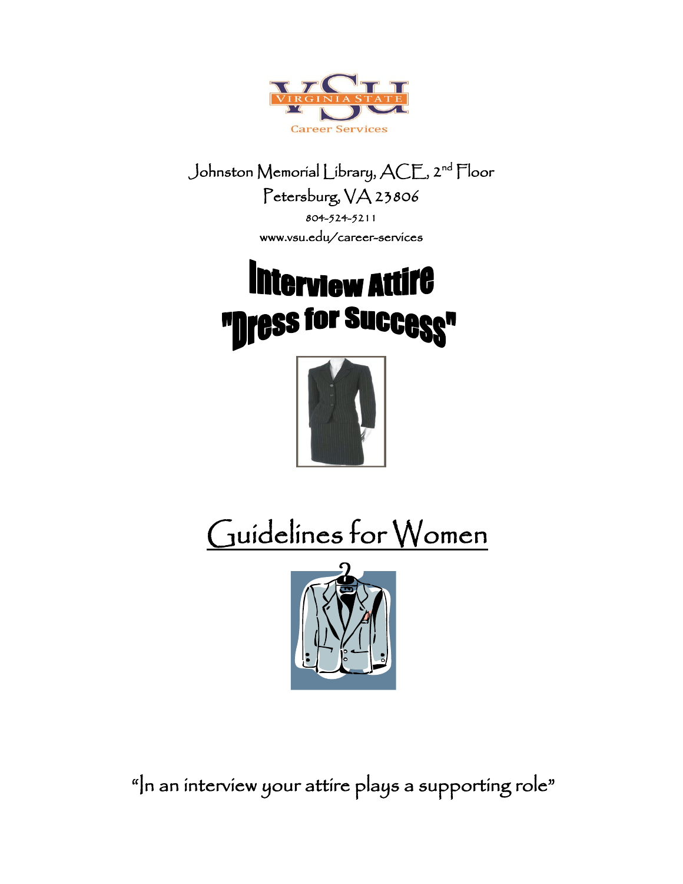Virginia State Career Services

Johnston Memorial Library, ACE, 2nd Floor

Petersburg, VA 23806

804-524-5211

www.vsu.edu/career-services

# Interview Attire "Dress for Success"

## Guidelines for Women

"In an interview your attire plays a supporting role"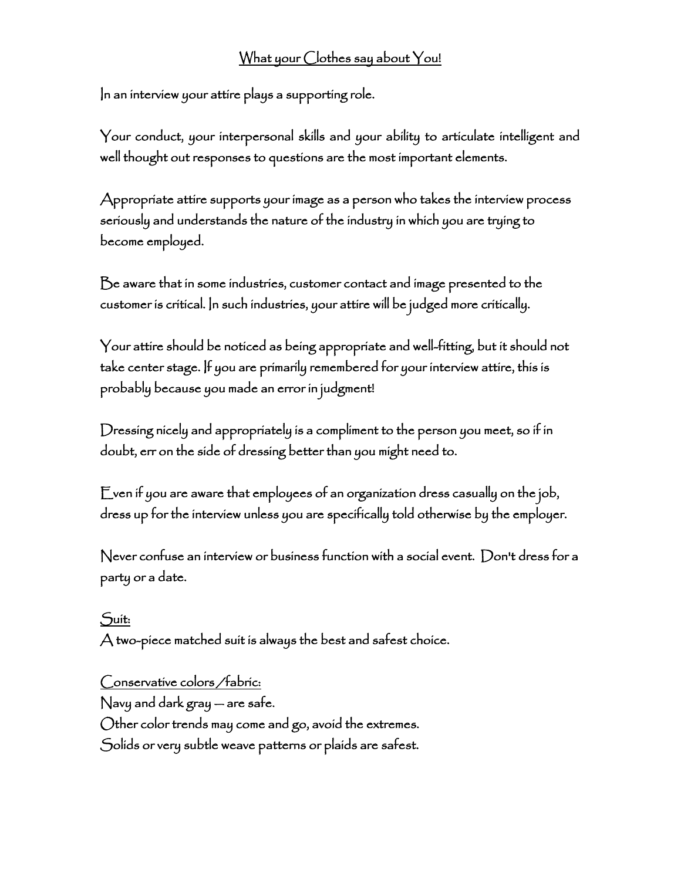## What your Clothes say about You!

In an interview your attire plays a supporting role.

Your conduct, your interpersonal skills and your ability to articulate intelligent and well thought out responses to questions are the most important elements.

Appropriate attire supports your image as a person who takes the interview process seriously and understands the nature of the industry in which you are trying to become employed.

Be aware that in some industries, customer contact and image presented to the customer is critical. In such industries, your attire will be judged more critically.

Your attire should be noticed as being appropriate and well-fitting, but it should not take center stage. If you are primarily remembered for your interview attire, this is probably because you made an error in judgment!

Dressing nicely and appropriately is a compliment to the person you meet, so if in doubt, err on the side of dressing better than you might need to.

Even if you are aware that employees of an organization dress casually on the job, dress up for the interview unless you are specifically told otherwise by the employer.

Never confuse an interview or business function with a social event. Don't dress for a party or a date.

<u>Suit:</u>
A two-piece matched suit is always the best and safest choice.

<u>Conservative colors /fabric:</u>
Navy and dark gray – are safe.
Other color trends may come and go, avoid the extremes.
Solids or very subtle weave patterns or plaids are safest.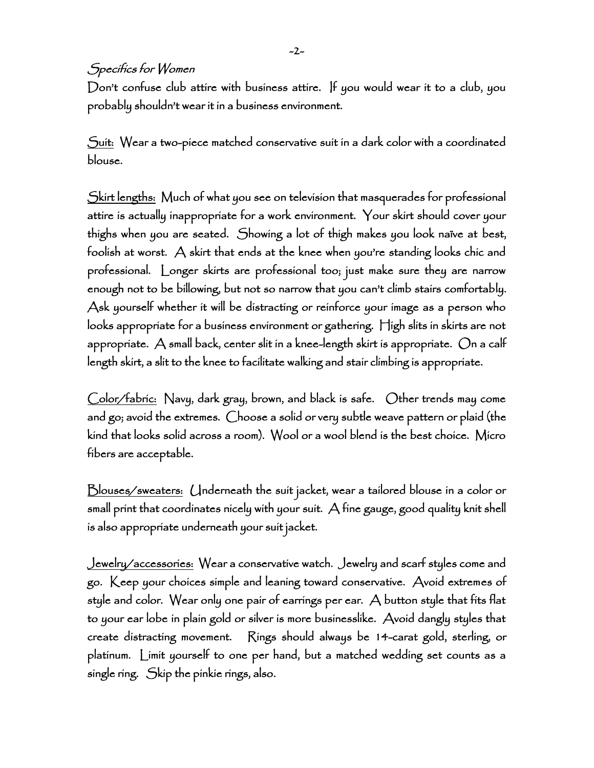*Specifics for Women*

Don't confuse club attire with business attire. If you would wear it to a club, you probably shouldn't wear it in a business environment.

Suit: Wear a two-piece matched conservative suit in a dark color with a coordinated blouse.

Skirt lengths: Much of what you see on television that masquerades for professional attire is actually inappropriate for a work environment. Your skirt should cover your thighs when you are seated. Showing a lot of thigh makes you look naïve at best, foolish at worst. A skirt that ends at the knee when you're standing looks chic and professional. Longer skirts are professional too; just make sure they are narrow enough not to be billowing, but not so narrow that you can't climb stairs comfortably. Ask yourself whether it will be distracting or reinforce your image as a person who looks appropriate for a business environment or gathering. High slits in skirts are not appropriate. A small back, center slit in a knee-length skirt is appropriate. On a calf length skirt, a slit to the knee to facilitate walking and stair climbing is appropriate.

Color/fabric: Navy, dark gray, brown, and black is safe. Other trends may come and go; avoid the extremes. Choose a solid or very subtle weave pattern or plaid (the kind that looks solid across a room). Wool or a wool blend is the best choice. Micro fibers are acceptable.

Blouses/sweaters: Underneath the suit jacket, wear a tailored blouse in a color or small print that coordinates nicely with your suit. A fine gauge, good quality knit shell is also appropriate underneath your suit jacket.

Jewelry/accessories: Wear a conservative watch. Jewelry and scarf styles come and go. Keep your choices simple and leaning toward conservative. Avoid extremes of style and color. Wear only one pair of earrings per ear. A button style that fits flat to your ear lobe in plain gold or silver is more businesslike. Avoid dangly styles that create distracting movement. Rings should always be 14-carat gold, sterling, or platinum. Limit yourself to one per hand, but a matched wedding set counts as a single ring. Skip the pinkie rings, also.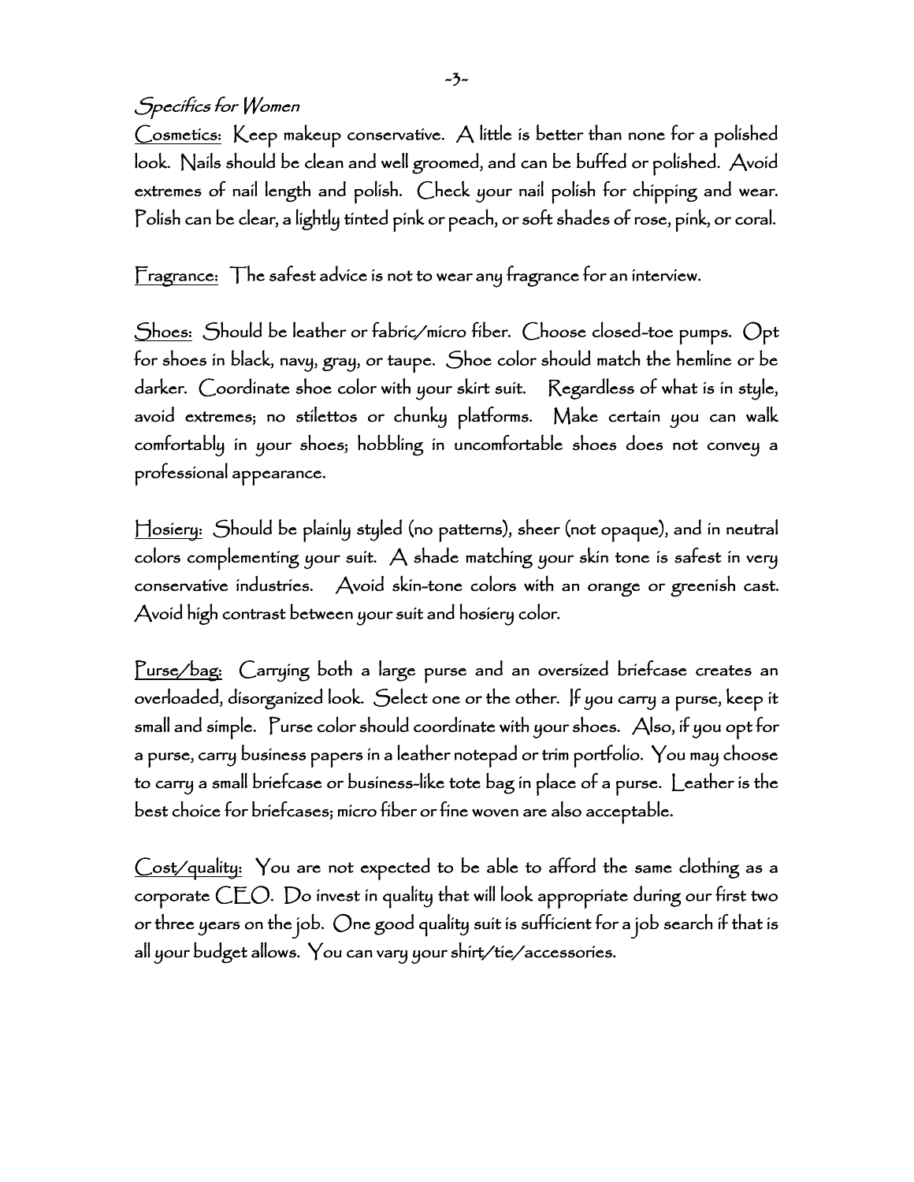*Specifics for Women*

Cosmetics: Keep makeup conservative. A little is better than none for a polished look. Nails should be clean and well groomed, and can be buffed or polished. Avoid extremes of nail length and polish. Check your nail polish for chipping and wear. Polish can be clear, a lightly tinted pink or peach, or soft shades of rose, pink, or coral.

Fragrance: The safest advice is not to wear any fragrance for an interview.

Shoes: Should be leather or fabric/micro fiber. Choose closed-toe pumps. Opt for shoes in black, navy, gray, or taupe. Shoe color should match the hemline or be darker. Coordinate shoe color with your skirt suit. Regardless of what is in style, avoid extremes; no stilettos or chunky platforms. Make certain you can walk comfortably in your shoes; hobbling in uncomfortable shoes does not convey a professional appearance.

Hosiery: Should be plainly styled (no patterns), sheer (not opaque), and in neutral colors complementing your suit. A shade matching your skin tone is safest in very conservative industries. Avoid skin-tone colors with an orange or greenish cast. Avoid high contrast between your suit and hosiery color.

Purse/bag: Carrying both a large purse and an oversized briefcase creates an overloaded, disorganized look. Select one or the other. If you carry a purse, keep it small and simple. Purse color should coordinate with your shoes. Also, if you opt for a purse, carry business papers in a leather notepad or trim portfolio. You may choose to carry a small briefcase or business-like tote bag in place of a purse. Leather is the best choice for briefcases; micro fiber or fine woven are also acceptable.

Cost/quality: You are not expected to be able to afford the same clothing as a corporate CEO. Do invest in quality that will look appropriate during our first two or three years on the job. One good quality suit is sufficient for a job search if that is all your budget allows. You can vary your shirt/tie/accessories.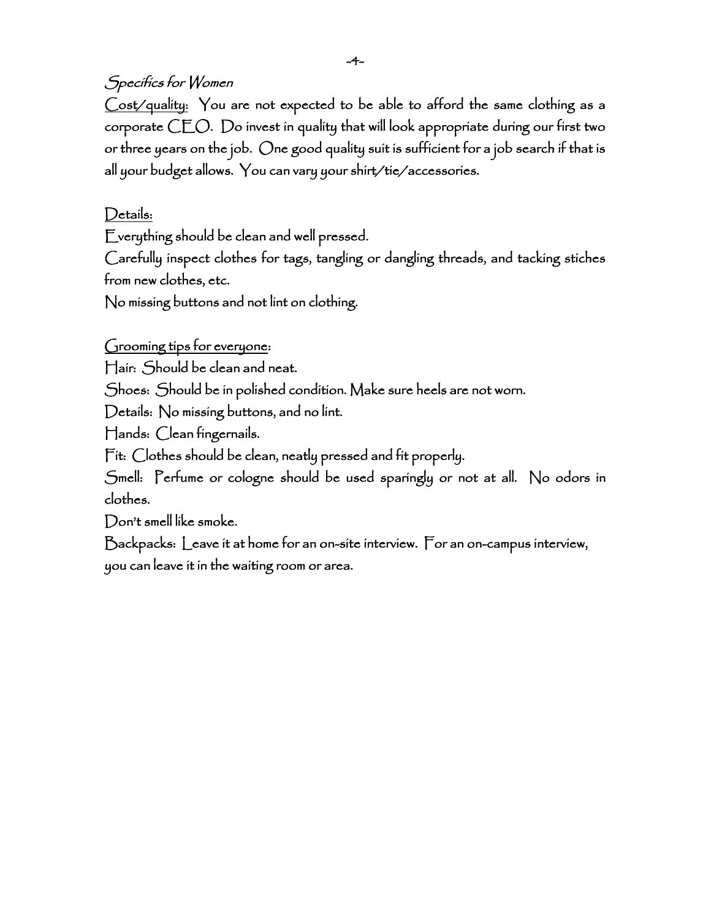*Specifics for Women*

Cost/quality: You are not expected to be able to afford the same clothing as a corporate CEO. Do invest in quality that will look appropriate during our first two or three years on the job. One good quality suit is sufficient for a job search if that is all your budget allows. You can vary your shirt/tie/accessories.

Details:

Everything should be clean and well pressed.

Carefully inspect clothes for tags, tangling or dangling threads, and tacking stiches from new clothes, etc.

No missing buttons and not lint on clothing.

Grooming tips for everyone:

Hair: Should be clean and neat.

Shoes: Should be in polished condition. Make sure heels are not worn.

Details: No missing buttons, and no lint.

Hands: Clean fingernails.

Fit: Clothes should be clean, neatly pressed and fit properly.

Smell: Perfume or cologne should be used sparingly or not at all. No odors in clothes.

Don't smell like smoke.

Backpacks: Leave it at home for an on-site interview. For an on-campus interview, you can leave it in the waiting room or area.